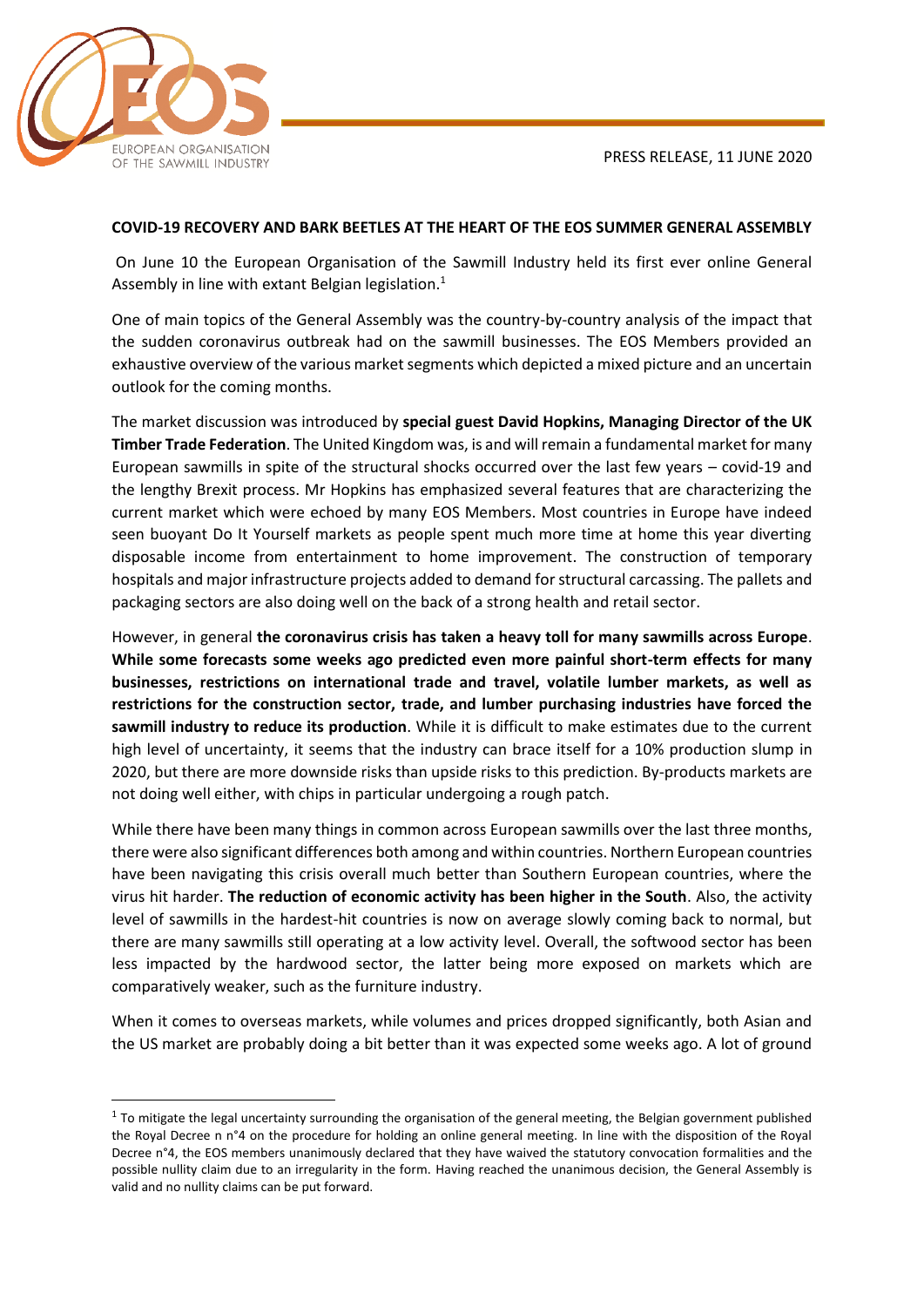EUROPEAN ORGANISATION OF THE SAWMILL INDUSTRY

PRESS RELEASE, 11 JUNE 2020

**COVID-19 RECOVERY AND BARK BEETLES AT THE HEART OF THE EOS SUMMER GENERAL ASSEMBLY**

On June 10 the European Organisation of the Sawmill Industry held its first ever online General Assembly in line with extant Belgian legislation.[1]

One of main topics of the General Assembly was the country-by-country analysis of the impact that the sudden coronavirus outbreak had on the sawmill businesses. The EOS Members provided an exhaustive overview of the various market segments which depicted a mixed picture and an uncertain outlook for the coming months.

The market discussion was introduced by **special guest David Hopkins, Managing Director of the UK Timber Trade Federation**. The United Kingdom was, is and will remain a fundamental market for many European sawmills in spite of the structural shocks occurred over the last few years – covid-19 and the lengthy Brexit process. Mr Hopkins has emphasized several features that are characterizing the current market which were echoed by many EOS Members. Most countries in Europe have indeed seen buoyant Do It Yourself markets as people spent much more time at home this year diverting disposable income from entertainment to home improvement. The construction of temporary hospitals and major infrastructure projects added to demand for structural carcassing. The pallets and packaging sectors are also doing well on the back of a strong health and retail sector.

However, in general **the coronavirus crisis has taken a heavy toll for many sawmills across Europe**. **While some forecasts some weeks ago predicted even more painful short-term effects for many businesses, restrictions on international trade and travel, volatile lumber markets, as well as restrictions for the construction sector, trade, and lumber purchasing industries have forced the sawmill industry to reduce its production**. While it is difficult to make estimates due to the current high level of uncertainty, it seems that the industry can brace itself for a 10% production slump in 2020, but there are more downside risks than upside risks to this prediction. By-products markets are not doing well either, with chips in particular undergoing a rough patch.

While there have been many things in common across European sawmills over the last three months, there were also significant differences both among and within countries. Northern European countries have been navigating this crisis overall much better than Southern European countries, where the virus hit harder. **The reduction of economic activity has been higher in the South**. Also, the activity level of sawmills in the hardest-hit countries is now on average slowly coming back to normal, but there are many sawmills still operating at a low activity level. Overall, the softwood sector has been less impacted by the hardwood sector, the latter being more exposed on markets which are comparatively weaker, such as the furniture industry.

When it comes to overseas markets, while volumes and prices dropped significantly, both Asian and the US market are probably doing a bit better than it was expected some weeks ago. A lot of ground

[1] To mitigate the legal uncertainty surrounding the organisation of the general meeting, the Belgian government published the Royal Decree n n°4 on the procedure for holding an online general meeting. In line with the disposition of the Royal Decree n°4, the EOS members unanimously declared that they have waived the statutory convocation formalities and the possible nullity claim due to an irregularity in the form. Having reached the unanimous decision, the General Assembly is valid and no nullity claims can be put forward.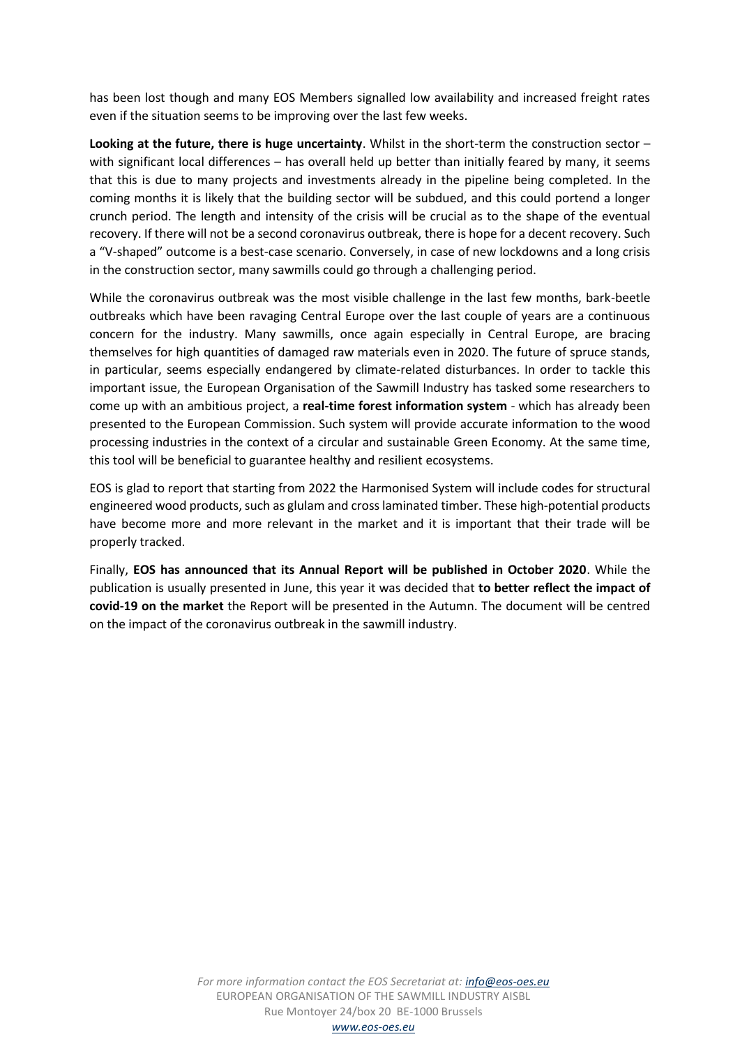has been lost though and many EOS Members signalled low availability and increased freight rates even if the situation seems to be improving over the last few weeks.

**Looking at the future, there is huge uncertainty**. Whilst in the short-term the construction sector – with significant local differences – has overall held up better than initially feared by many, it seems that this is due to many projects and investments already in the pipeline being completed. In the coming months it is likely that the building sector will be subdued, and this could portend a longer crunch period. The length and intensity of the crisis will be crucial as to the shape of the eventual recovery. If there will not be a second coronavirus outbreak, there is hope for a decent recovery. Such a "V-shaped" outcome is a best-case scenario. Conversely, in case of new lockdowns and a long crisis in the construction sector, many sawmills could go through a challenging period.

While the coronavirus outbreak was the most visible challenge in the last few months, bark-beetle outbreaks which have been ravaging Central Europe over the last couple of years are a continuous concern for the industry. Many sawmills, once again especially in Central Europe, are bracing themselves for high quantities of damaged raw materials even in 2020. The future of spruce stands, in particular, seems especially endangered by climate-related disturbances. In order to tackle this important issue, the European Organisation of the Sawmill Industry has tasked some researchers to come up with an ambitious project, a **real-time forest information system** - which has already been presented to the European Commission. Such system will provide accurate information to the wood processing industries in the context of a circular and sustainable Green Economy. At the same time, this tool will be beneficial to guarantee healthy and resilient ecosystems.

EOS is glad to report that starting from 2022 the Harmonised System will include codes for structural engineered wood products, such as glulam and cross laminated timber. These high-potential products have become more and more relevant in the market and it is important that their trade will be properly tracked.

Finally, **EOS has announced that its Annual Report will be published in October 2020**. While the publication is usually presented in June, this year it was decided that **to better reflect the impact of covid-19 on the market** the Report will be presented in the Autumn. The document will be centred on the impact of the coronavirus outbreak in the sawmill industry.

*For more information contact the EOS Secretariat at: info@eos-oes.eu*
EUROPEAN ORGANISATION OF THE SAWMILL INDUSTRY AISBL
Rue Montoyer 24/box 20 BE-1000 Brussels
www.eos-oes.eu